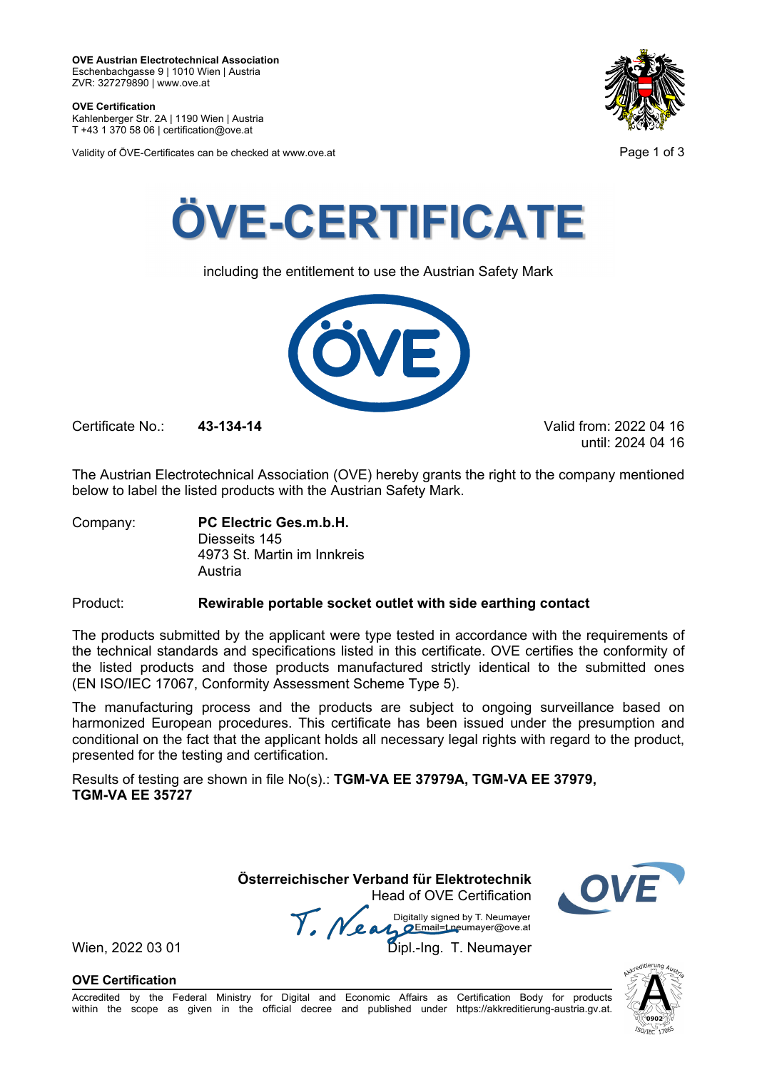**OVE Austrian Electrotechnical Association**
Eschenbachgasse 9 | 1010 Wien | Austria
ZVR: 327279890 | www.ove.at

**OVE Certification**
Kahlenberger Str. 2A | 1190 Wien | Austria
T +43 1 370 58 06 | certification@ove.at

Validity of ÖVE-Certificates can be checked at www.ove.at

# ÖVE-CERTIFICATE

including the entitlement to use the Austrian Safety Mark

Certificate No.: **43-134-14**

Valid from: 2022 04 16
until: 2024 04 16

The Austrian Electrotechnical Association (OVE) hereby grants the right to the company mentioned below to label the listed products with the Austrian Safety Mark.

Company: **PC Electric Ges.m.b.H.**
Diesseits 145
4973 St. Martin im Innkreis
Austria

Product: **Rewirable portable socket outlet with side earthing contact**

The products submitted by the applicant were type tested in accordance with the requirements of the technical standards and specifications listed in this certificate. OVE certifies the conformity of the listed products and those products manufactured strictly identical to the submitted ones (EN ISO/IEC 17067, Conformity Assessment Scheme Type 5).

The manufacturing process and the products are subject to ongoing surveillance based on harmonized European procedures. This certificate has been issued under the presumption and conditional on the fact that the applicant holds all necessary legal rights with regard to the product, presented for the testing and certification.

Results of testing are shown in file No(s).: **TGM-VA EE 37979A, TGM-VA EE 37979, TGM-VA EE 35727**

**Österreichischer Verband für Elektrotechnik**
Head of OVE Certification

Digitally signed by T. Neumayer
Email=t.neumayer@ove.at

Wien, 2022 03 01

Dipl.-Ing. T. Neumayer

**OVE Certification**
Accredited by the Federal Ministry for Digital and Economic Affairs as Certification Body for products within the scope as given in the official decree and published under https://akkreditierung-austria.gv.at.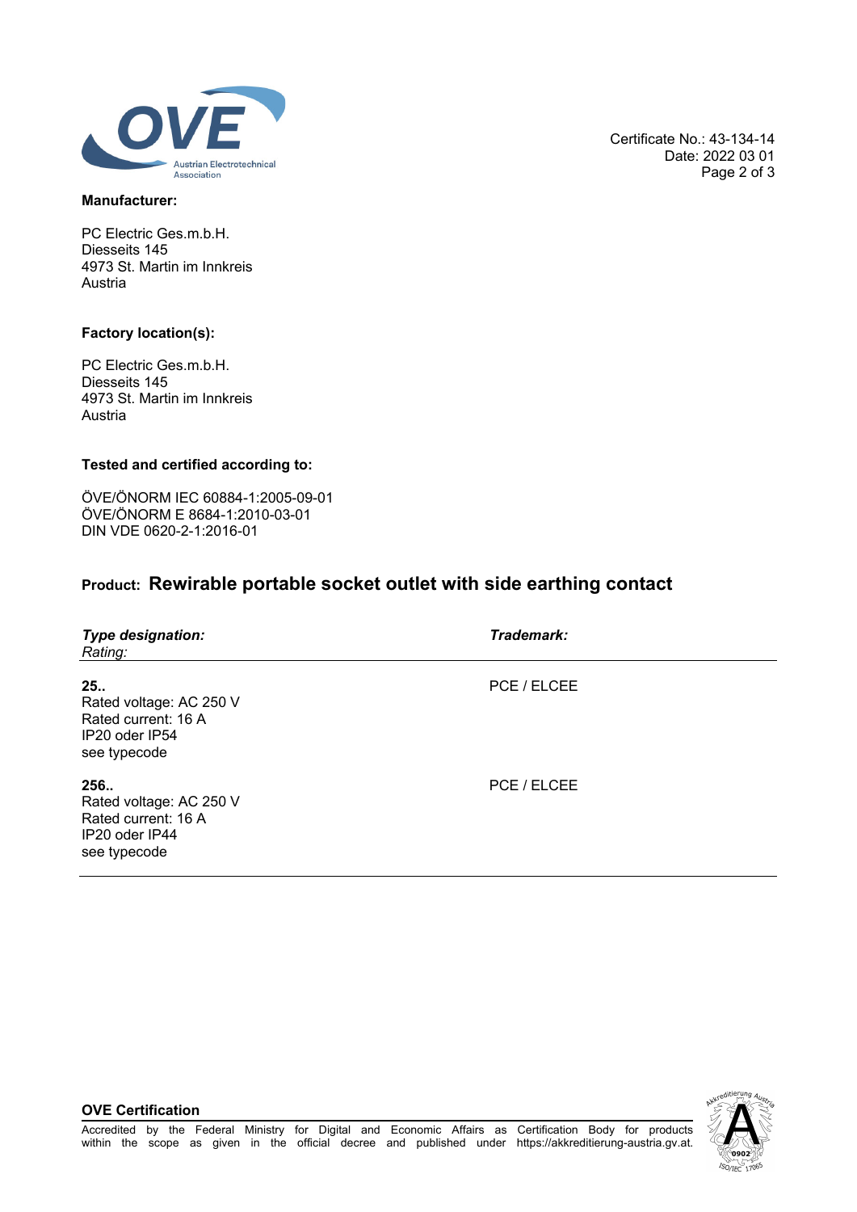Certificate No.: 43-134-14
Date: 2022 03 01

**Manufacturer:**

PC Electric Ges.m.b.H.
Diesseits 145
4973 St. Martin im Innkreis
Austria

**Factory location(s):**

PC Electric Ges.m.b.H.
Diesseits 145
4973 St. Martin im Innkreis
Austria

**Tested and certified according to:**

ÖVE/ÖNORM IEC 60884-1:2005-09-01
ÖVE/ÖNORM E 8684-1:2010-03-01
DIN VDE 0620-2-1:2016-01

## **Product:** Rewirable portable socket outlet with side earthing contact

| ***Type designation:*** *Rating:* | ***Trademark:*** |
| --- | --- |
| **25..** Rated voltage: AC 250 V Rated current: 16 A IP20 oder IP54 see typecode | PCE / ELCEE |
| **256..** Rated voltage: AC 250 V Rated current: 16 A IP20 oder IP44 see typecode | PCE / ELCEE |

**OVE Certification**

Accredited by the Federal Ministry for Digital and Economic Affairs as Certification Body for products within the scope as given in the official decree and published under https://akkreditierung-austria.gv.at.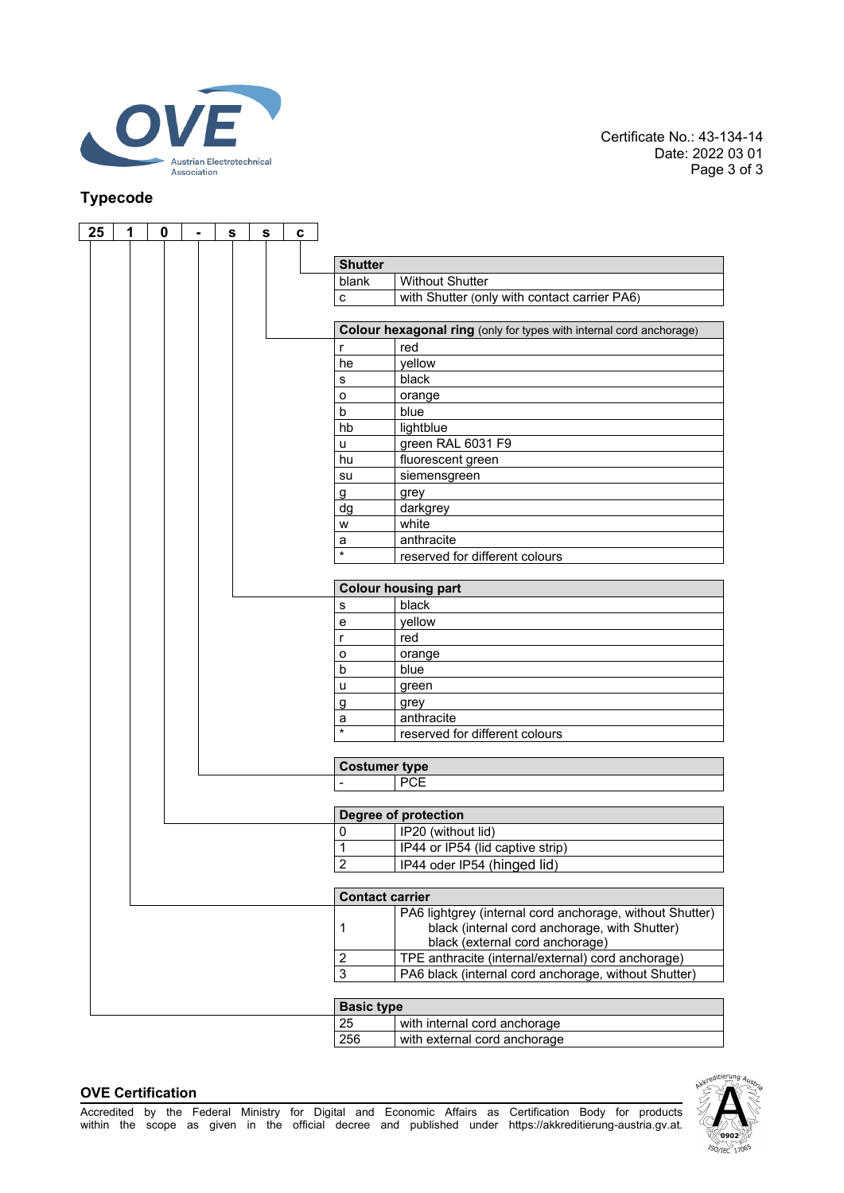Certificate No.: 43-134-14
Date: 2022 03 01

## Typecode

| 25 | 1 | 0 | - | s | s | c |
|---|---|---|---|---|---|---|

| Shutter | |
|---|---|
| blank | Without Shutter |
| c | with Shutter (only with contact carrier PA6) |

| **Colour hexagonal ring** (only for types with internal cord anchorage) | |
|---|---|
| r | red |
| he | yellow |
| s | black |
| o | orange |
| b | blue |
| hb | lightblue |
| u | green RAL 6031 F9 |
| hu | fluorescent green |
| su | siemensgreen |
| g | grey |
| dg | darkgrey |
| w | white |
| a | anthracite |
| * | reserved for different colours |

| Colour housing part | |
|---|---|
| s | black |
| e | yellow |
| r | red |
| o | orange |
| b | blue |
| u | green |
| g | grey |
| a | anthracite |
| * | reserved for different colours |

| Costumer type | |
|---|---|
| - | PCE |

| Degree of protection | |
|---|---|
| 0 | IP20 (without lid) |
| 1 | IP44 or IP54 (lid captive strip) |
| 2 | IP44 oder IP54 (hinged lid) |

| Contact carrier | |
|---|---|
| 1 | PA6 lightgrey (internal cord anchorage, without Shutter) black (internal cord anchorage, with Shutter) black (external cord anchorage) |
| 2 | TPE anthracite (internal/external) cord anchorage) |
| 3 | PA6 black (internal cord anchorage, without Shutter) |

| Basic type | |
|---|---|
| 25 | with internal cord anchorage |
| 256 | with external cord anchorage |

**OVE Certification**

Accredited by the Federal Ministry for Digital and Economic Affairs as Certification Body for products within the scope as given in the official decree and published under https://akkreditierung-austria.gv.at.